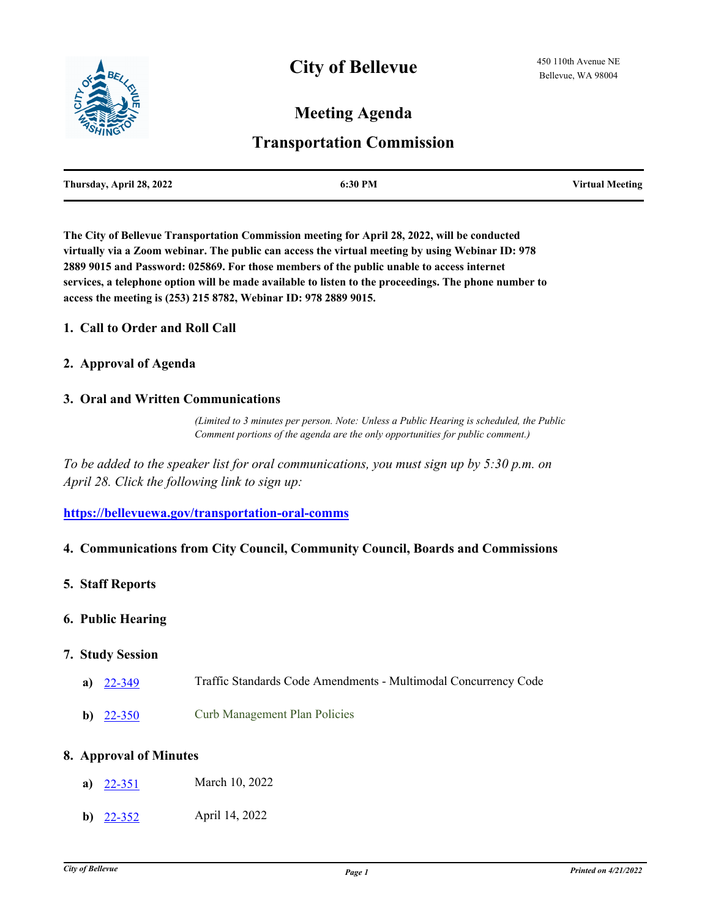# City of Bellevue

450 110th Avenue NE
Bellevue, WA 98004

## Meeting Agenda

## Transportation Commission

| Thursday, April 28, 2022 | 6:30 PM | Virtual Meeting |
|---|---|---|

**The City of Bellevue Transportation Commission meeting for April 28, 2022, will be conducted virtually via a Zoom webinar. The public can access the virtual meeting by using Webinar ID: 978 2889 9015 and Password: 025869. For those members of the public unable to access internet services, a telephone option will be made available to listen to the proceedings. The phone number to access the meeting is (253) 215 8782, Webinar ID: 978 2889 9015.**

### 1. Call to Order and Roll Call

### 2. Approval of Agenda

### 3. Oral and Written Communications

*(Limited to 3 minutes per person. Note: Unless a Public Hearing is scheduled, the Public Comment portions of the agenda are the only opportunities for public comment.)*

*To be added to the speaker list for oral communications, you must sign up by 5:30 p.m. on April 28. Click the following link to sign up:*

**https://bellevuewa.gov/transportation-oral-comms**

### 4. Communications from City Council, Community Council, Boards and Commissions

### 5. Staff Reports

### 6. Public Hearing

### 7. Study Session

- **a)** 22-349 — Traffic Standards Code Amendments - Multimodal Concurrency Code
- **b)** 22-350 — Curb Management Plan Policies

### 8. Approval of Minutes

- **a)** 22-351 — March 10, 2022
- **b)** 22-352 — April 14, 2022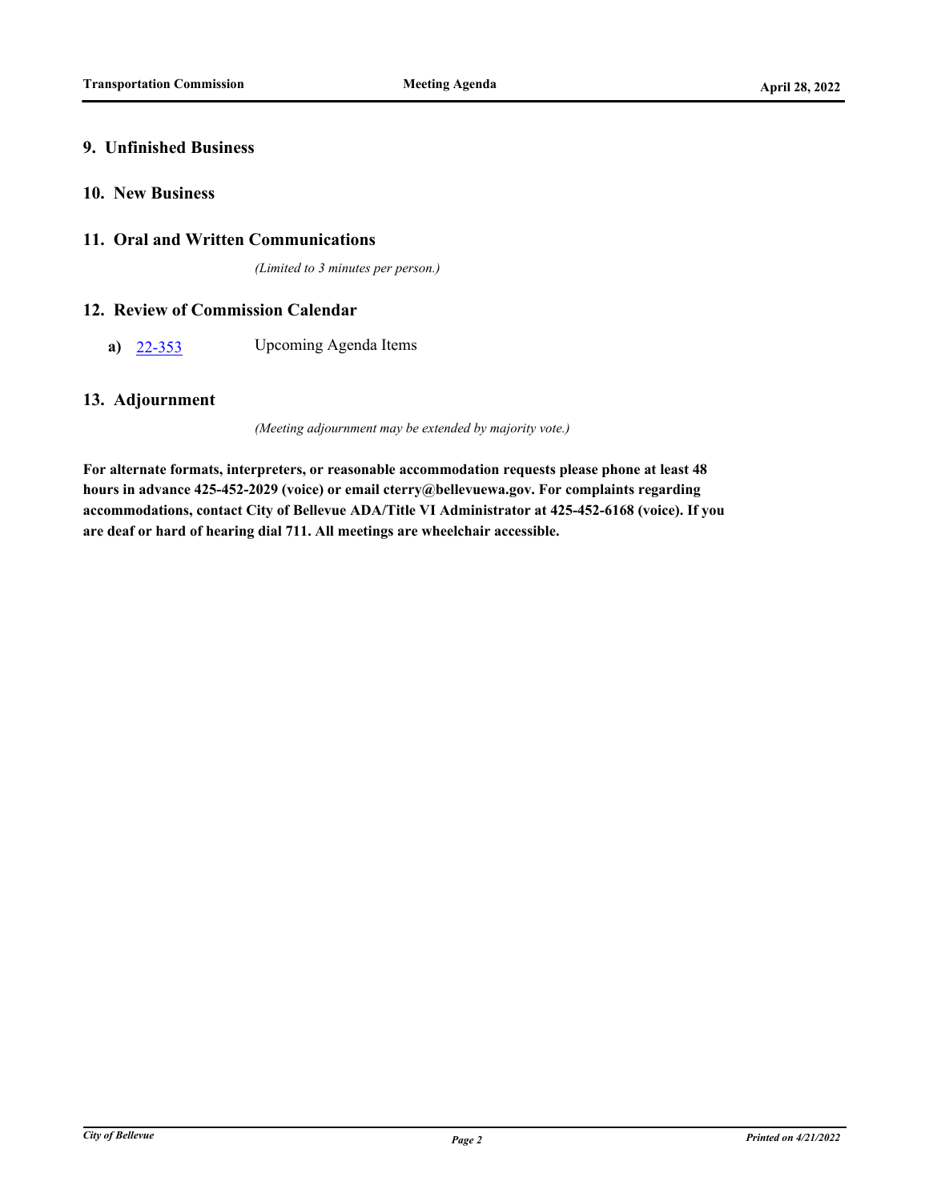## 9. Unfinished Business

## 10. New Business

## 11. Oral and Written Communications

*(Limited to 3 minutes per person.)*

## 12. Review of Commission Calendar

**a)** 22-353 Upcoming Agenda Items

## 13. Adjournment

*(Meeting adjournment may be extended by majority vote.)*

**For alternate formats, interpreters, or reasonable accommodation requests please phone at least 48 hours in advance 425-452-2029 (voice) or email cterry@bellevuewa.gov. For complaints regarding accommodations, contact City of Bellevue ADA/Title VI Administrator at 425-452-6168 (voice). If you are deaf or hard of hearing dial 711. All meetings are wheelchair accessible.**